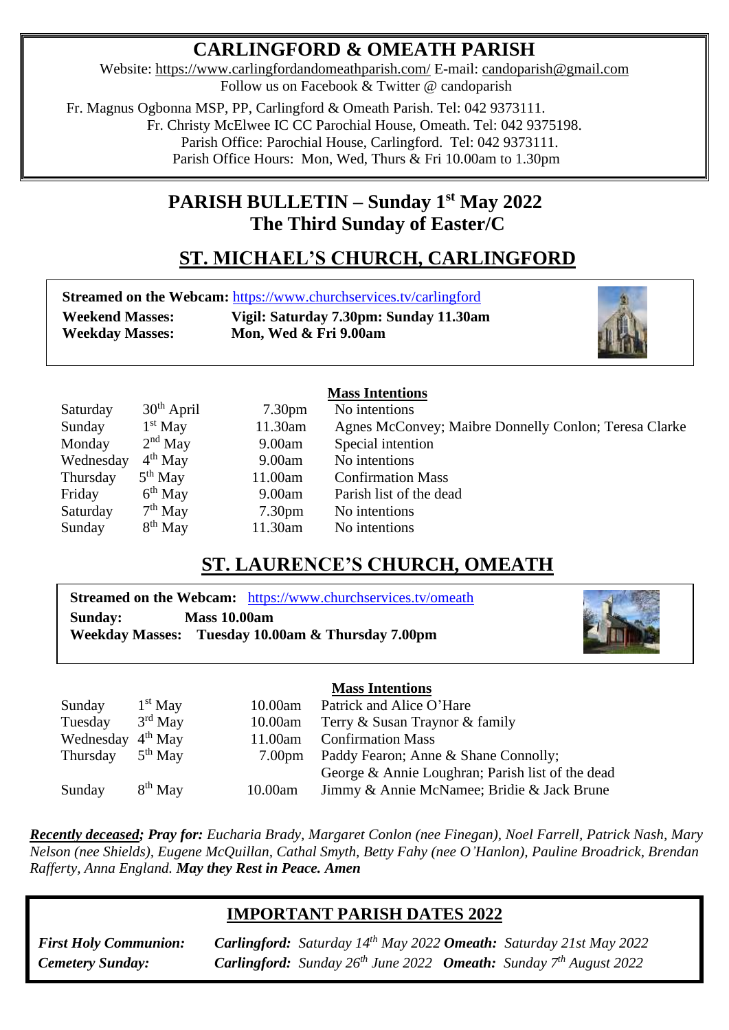# CARLINGFORD & OMEATH PARISH

Website: https://www.carlingfordandomeathparish.com/ E-mail: candoparish@gmail.com
Follow us on Facebook & Twitter @ candoparish

Fr. Magnus Ogbonna MSP, PP, Carlingford & Omeath Parish. Tel: 042 9373111.
Fr. Christy McElwee IC CC Parochial House, Omeath. Tel: 042 9375198.
Parish Office: Parochial House, Carlingford. Tel: 042 9373111.
Parish Office Hours: Mon, Wed, Thurs & Fri 10.00am to 1.30pm

## PARISH BULLETIN – Sunday 1st May 2022
## The Third Sunday of Easter/C

## ST. MICHAEL'S CHURCH, CARLINGFORD

**Streamed on the Webcam:** https://www.churchservices.tv/carlingford
**Weekend Masses:** **Vigil: Saturday 7.30pm: Sunday 11.30am**
**Weekday Masses:** **Mon, Wed & Fri 9.00am**

| | | | Mass Intentions |
|---|---|---|---|
| Saturday | 30th April | 7.30pm | No intentions |
| Sunday | 1st May | 11.30am | Agnes McConvey; Maibre Donnelly Conlon; Teresa Clarke |
| Monday | 2nd May | 9.00am | Special intention |
| Wednesday | 4th May | 9.00am | No intentions |
| Thursday | 5th May | 11.00am | Confirmation Mass |
| Friday | 6th May | 9.00am | Parish list of the dead |
| Saturday | 7th May | 7.30pm | No intentions |
| Sunday | 8th May | 11.30am | No intentions |

## ST. LAURENCE'S CHURCH, OMEATH

**Streamed on the Webcam:** https://www.churchservices.tv/omeath
**Sunday:** **Mass 10.00am**
**Weekday Masses:** **Tuesday 10.00am & Thursday 7.00pm**

| | | | Mass Intentions |
|---|---|---|---|
| Sunday | 1st May | 10.00am | Patrick and Alice O'Hare |
| Tuesday | 3rd May | 10.00am | Terry & Susan Traynor & family |
| Wednesday | 4th May | 11.00am | Confirmation Mass |
| Thursday | 5th May | 7.00pm | Paddy Fearon; Anne & Shane Connolly; George & Annie Loughran; Parish list of the dead |
| Sunday | 8th May | 10.00am | Jimmy & Annie McNamee; Bridie & Jack Brune |

***Recently deceased; Pray for:*** *Eucharia Brady, Margaret Conlon (nee Finegan), Noel Farrell, Patrick Nash, Mary Nelson (nee Shields), Eugene McQuillan, Cathal Smyth, Betty Fahy (nee O'Hanlon), Pauline Broadrick, Brendan Rafferty, Anna England.* ***May they Rest in Peace. Amen***

## IMPORTANT PARISH DATES 2022

***First Holy Communion:*** ***Carlingford:*** *Saturday 14th May 2022* ***Omeath:*** *Saturday 21st May 2022*
***Cemetery Sunday:*** ***Carlingford:*** *Sunday 26th June 2022* ***Omeath:*** *Sunday 7th August 2022*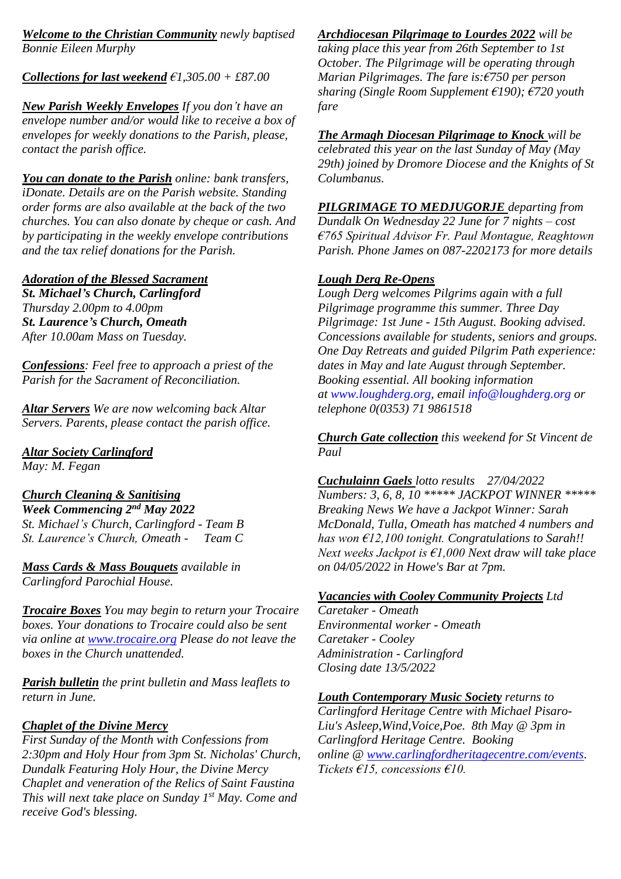***Welcome to the Christian Community*** *newly baptised Bonnie Eileen Murphy*

***Collections for last weekend*** *€1,305.00 + £87.00*

***New Parish Weekly Envelopes*** *If you don't have an envelope number and/or would like to receive a box of envelopes for weekly donations to the Parish, please, contact the parish office.*

***You can donate to the Parish*** *online: bank transfers, iDonate. Details are on the Parish website. Standing order forms are also available at the back of the two churches. You can also donate by cheque or cash. And by participating in the weekly envelope contributions and the tax relief donations for the Parish.*

***Adoration of the Blessed Sacrament***
***St. Michael's Church, Carlingford***
*Thursday 2.00pm to 4.00pm*
***St. Laurence's Church, Omeath***
*After 10.00am Mass on Tuesday.*

***Confessions****: Feel free to approach a priest of the Parish for the Sacrament of Reconciliation.*

***Altar Servers*** *We are now welcoming back Altar Servers. Parents, please contact the parish office.*

***Altar Society Carlingford***
*May: M. Fegan*

***Church Cleaning & Sanitising***
***Week Commencing 2nd May 2022***
*St. Michael's Church, Carlingford - Team B*
*St. Laurence's Church, Omeath - Team C*

***Mass Cards & Mass Bouquets*** *available in Carlingford Parochial House.*

***Trocaire Boxes*** *You may begin to return your Trocaire boxes. Your donations to Trocaire could also be sent via online at www.trocaire.org Please do not leave the boxes in the Church unattended.*

***Parish bulletin*** *the print bulletin and Mass leaflets to return in June.*

***Chaplet of the Divine Mercy***
*First Sunday of the Month with Confessions from 2:30pm and Holy Hour from 3pm St. Nicholas' Church, Dundalk Featuring Holy Hour, the Divine Mercy Chaplet and veneration of the Relics of Saint Faustina This will next take place on Sunday 1st May. Come and receive God's blessing.*

***Archdiocesan Pilgrimage to Lourdes 2022*** *will be taking place this year from 26th September to 1st October. The Pilgrimage will be operating through Marian Pilgrimages. The fare is:€750 per person sharing (Single Room Supplement €190); €720 youth fare*

***The Armagh Diocesan Pilgrimage to Knock*** *will be celebrated this year on the last Sunday of May (May 29th) joined by Dromore Diocese and the Knights of St Columbanus.*

***PILGRIMAGE TO MEDJUGORJE*** *departing from Dundalk On Wednesday 22 June for 7 nights – cost €765 Spiritual Advisor Fr. Paul Montague, Reaghtown Parish. Phone James on 087-2202173 for more details*

***Lough Derg Re-Opens***
*Lough Derg welcomes Pilgrims again with a full Pilgrimage programme this summer. Three Day Pilgrimage: 1st June - 15th August. Booking advised. Concessions available for students, seniors and groups. One Day Retreats and guided Pilgrim Path experience: dates in May and late August through September. Booking essential. All booking information at www.loughderg.org, email info@loughderg.org or telephone 0(0353) 71 9861518*

***Church Gate collection*** *this weekend for St Vincent de Paul*

***Cuchulainn Gaels*** *lotto results 27/04/2022*
*Numbers: 3, 6, 8, 10 ***** JACKPOT WINNER *****
Breaking News We have a Jackpot Winner: Sarah McDonald, Tulla, Omeath has matched 4 numbers and has won €12,100 tonight. Congratulations to Sarah!! Next weeks Jackpot is €1,000 Next draw will take place on 04/05/2022 in Howe's Bar at 7pm.*

***Vacancies with Cooley Community Projects*** *Ltd*
*Caretaker - Omeath*
*Environmental worker - Omeath*
*Caretaker - Cooley*
*Administration - Carlingford*
*Closing date 13/5/2022*

***Louth Contemporary Music Society*** *returns to Carlingford Heritage Centre with Michael Pisaro-Liu's Asleep,Wind,Voice,Poe. 8th May @ 3pm in Carlingford Heritage Centre. Booking online @ www.carlingfordheritagecentre.com/events. Tickets €15, concessions €10.*